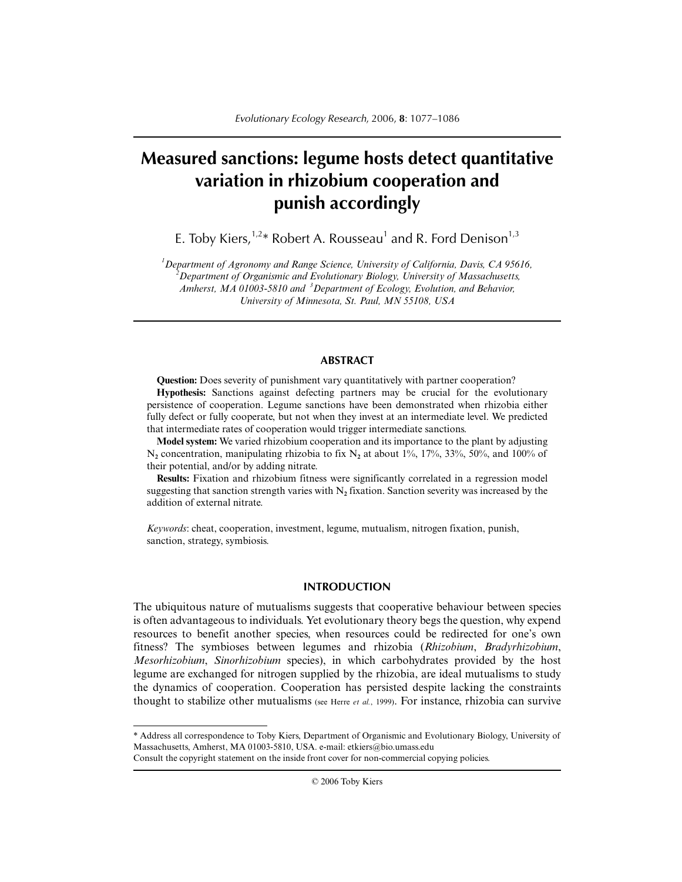# Measured sanctions: legume hosts detect quantitative variation in rhizobium cooperation and punish accordingly

E. Toby Kiers,[1,2]* Robert A. Rousseau[1] and R. Ford Denison[1,3]

[1]*Department of Agronomy and Range Science, University of California, Davis, CA 95616,* [2]*Department of Organismic and Evolutionary Biology, University of Massachusetts, Amherst, MA 01003-5810 and* [3]*Department of Ecology, Evolution, and Behavior, University of Minnesota, St. Paul, MN 55108, USA*

## ABSTRACT

**Question:** Does severity of punishment vary quantitatively with partner cooperation?

**Hypothesis:** Sanctions against defecting partners may be crucial for the evolutionary persistence of cooperation. Legume sanctions have been demonstrated when rhizobia either fully defect or fully cooperate, but not when they invest at an intermediate level. We predicted that intermediate rates of cooperation would trigger intermediate sanctions.

**Model system:** We varied rhizobium cooperation and its importance to the plant by adjusting $N_2$ concentration, manipulating rhizobia to fix $N_2$ at about 1%, 17%, 33%, 50%, and 100% of their potential, and/or by adding nitrate.

**Results:** Fixation and rhizobium fitness were significantly correlated in a regression model suggesting that sanction strength varies with $N_2$ fixation. Sanction severity was increased by the addition of external nitrate.

*Keywords*: cheat, cooperation, investment, legume, mutualism, nitrogen fixation, punish, sanction, strategy, symbiosis.

## INTRODUCTION

The ubiquitous nature of mutualisms suggests that cooperative behaviour between species is often advantageous to individuals. Yet evolutionary theory begs the question, why expend resources to benefit another species, when resources could be redirected for one's own fitness? The symbioses between legumes and rhizobia (*Rhizobium*, *Bradyrhizobium*, *Mesorhizobium*, *Sinorhizobium* species), in which carbohydrates provided by the host legume are exchanged for nitrogen supplied by the rhizobia, are ideal mutualisms to study the dynamics of cooperation. Cooperation has persisted despite lacking the constraints thought to stabilize other mutualisms (see Herre *et al.*, 1999). For instance, rhizobia can survive

---

* Address all correspondence to Toby Kiers, Department of Organismic and Evolutionary Biology, University of Massachusetts, Amherst, MA 01003-5810, USA. e-mail: etkiers@bio.umass.edu

Consult the copyright statement on the inside front cover for non-commercial copying policies.

© 2006 Toby Kiers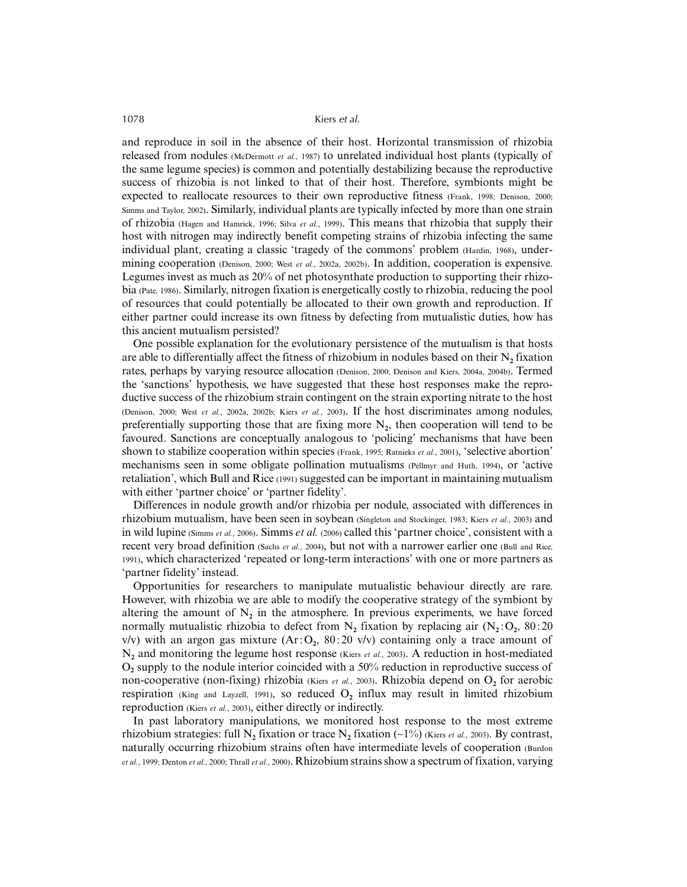and reproduce in soil in the absence of their host. Horizontal transmission of rhizobia released from nodules (McDermott *et al.*, 1987) to unrelated individual host plants (typically of the same legume species) is common and potentially destabilizing because the reproductive success of rhizobia is not linked to that of their host. Therefore, symbionts might be expected to reallocate resources to their own reproductive fitness (Frank, 1998; Denison, 2000; Simms and Taylor, 2002). Similarly, individual plants are typically infected by more than one strain of rhizobia (Hagen and Hamrick, 1996; Silva *et al.*, 1999). This means that rhizobia that supply their host with nitrogen may indirectly benefit competing strains of rhizobia infecting the same individual plant, creating a classic 'tragedy of the commons' problem (Hardin, 1968), undermining cooperation (Denison, 2000; West *et al.*, 2002a, 2002b). In addition, cooperation is expensive. Legumes invest as much as 20% of net photosynthate production to supporting their rhizobia (Pate, 1986). Similarly, nitrogen fixation is energetically costly to rhizobia, reducing the pool of resources that could potentially be allocated to their own growth and reproduction. If either partner could increase its own fitness by defecting from mutualistic duties, how has this ancient mutualism persisted?

One possible explanation for the evolutionary persistence of the mutualism is that hosts are able to differentially affect the fitness of rhizobium in nodules based on their $N_2$ fixation rates, perhaps by varying resource allocation (Denison, 2000; Denison and Kiers, 2004a, 2004b). Termed the 'sanctions' hypothesis, we have suggested that these host responses make the reproductive success of the rhizobium strain contingent on the strain exporting nitrate to the host (Denison, 2000; West *et al.*, 2002a, 2002b; Kiers *et al.*, 2003). If the host discriminates among nodules, preferentially supporting those that are fixing more $N_2$, then cooperation will tend to be favoured. Sanctions are conceptually analogous to 'policing' mechanisms that have been shown to stabilize cooperation within species (Frank, 1995; Ratnieks *et al.*, 2001), 'selective abortion' mechanisms seen in some obligate pollination mutualisms (Pellmyr and Huth, 1994), or 'active retaliation', which Bull and Rice (1991) suggested can be important in maintaining mutualism with either 'partner choice' or 'partner fidelity'.

Differences in nodule growth and/or rhizobia per nodule, associated with differences in rhizobium mutualism, have been seen in soybean (Singleton and Stockinger, 1983; Kiers *et al.*, 2003) and in wild lupine (Simms *et al.*, 2006). Simms *et al.* (2006) called this 'partner choice', consistent with a recent very broad definition (Sachs *et al.*, 2004), but not with a narrower earlier one (Bull and Rice, 1991), which characterized 'repeated or long-term interactions' with one or more partners as 'partner fidelity' instead.

Opportunities for researchers to manipulate mutualistic behaviour directly are rare. However, with rhizobia we are able to modify the cooperative strategy of the symbiont by altering the amount of $N_2$ in the atmosphere. In previous experiments, we have forced normally mutualistic rhizobia to defect from $N_2$ fixation by replacing air ($N_2$ : $O_2$, 80 : 20 v/v) with an argon gas mixture ($Ar$ : $O_2$, 80 : 20 v/v) containing only a trace amount of $N_2$ and monitoring the legume host response (Kiers *et al.*, 2003). A reduction in host-mediated $O_2$ supply to the nodule interior coincided with a 50% reduction in reproductive success of non-cooperative (non-fixing) rhizobia (Kiers *et al.*, 2003). Rhizobia depend on $O_2$ for aerobic respiration (King and Layzell, 1991), so reduced $O_2$ influx may result in limited rhizobium reproduction (Kiers *et al.*, 2003), either directly or indirectly.

In past laboratory manipulations, we monitored host response to the most extreme rhizobium strategies: full $N_2$ fixation or trace $N_2$ fixation (~1%) (Kiers *et al.*, 2003). By contrast, naturally occurring rhizobium strains often have intermediate levels of cooperation (Burdon *et al.*, 1999; Denton *et al.*, 2000; Thrall *et al.*, 2000). Rhizobium strains show a spectrum of fixation, varying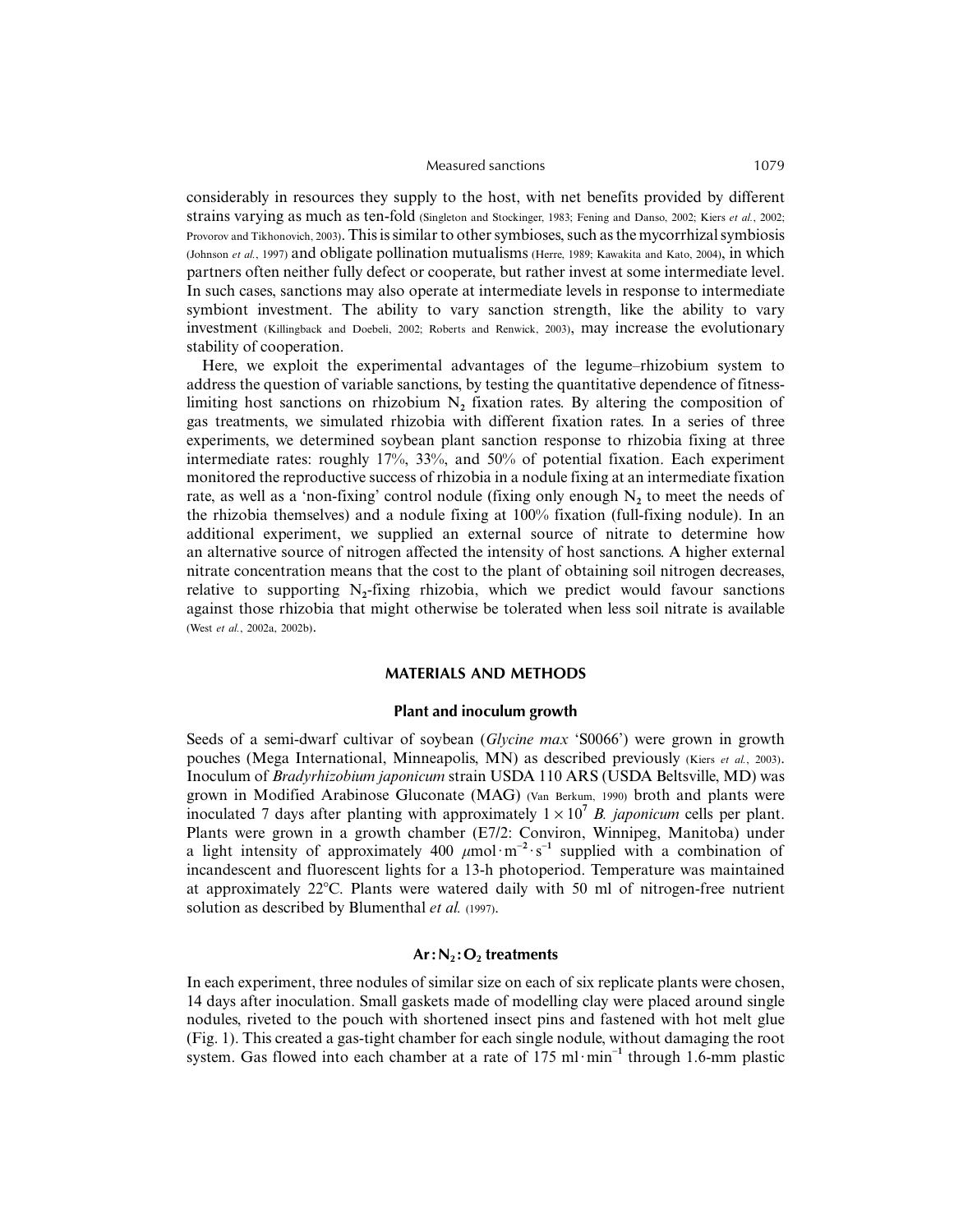considerably in resources they supply to the host, with net benefits provided by different strains varying as much as ten-fold (Singleton and Stockinger, 1983; Fening and Danso, 2002; Kiers *et al.*, 2002; Provorov and Tikhonovich, 2003). This is similar to other symbioses, such as the mycorrhizal symbiosis (Johnson *et al.*, 1997) and obligate pollination mutualisms (Herre, 1989; Kawakita and Kato, 2004), in which partners often neither fully defect or cooperate, but rather invest at some intermediate level. In such cases, sanctions may also operate at intermediate levels in response to intermediate symbiont investment. The ability to vary sanction strength, like the ability to vary investment (Killingback and Doebeli, 2002; Roberts and Renwick, 2003), may increase the evolutionary stability of cooperation.

Here, we exploit the experimental advantages of the legume–rhizobium system to address the question of variable sanctions, by testing the quantitative dependence of fitness-limiting host sanctions on rhizobium $N_2$ fixation rates. By altering the composition of gas treatments, we simulated rhizobia with different fixation rates. In a series of three experiments, we determined soybean plant sanction response to rhizobia fixing at three intermediate rates: roughly 17%, 33%, and 50% of potential fixation. Each experiment monitored the reproductive success of rhizobia in a nodule fixing at an intermediate fixation rate, as well as a 'non-fixing' control nodule (fixing only enough $N_2$ to meet the needs of the rhizobia themselves) and a nodule fixing at 100% fixation (full-fixing nodule). In an additional experiment, we supplied an external source of nitrate to determine how an alternative source of nitrogen affected the intensity of host sanctions. A higher external nitrate concentration means that the cost to the plant of obtaining soil nitrogen decreases, relative to supporting $N_2$-fixing rhizobia, which we predict would favour sanctions against those rhizobia that might otherwise be tolerated when less soil nitrate is available (West *et al.*, 2002a, 2002b).

## MATERIALS AND METHODS

### Plant and inoculum growth

Seeds of a semi-dwarf cultivar of soybean (*Glycine max* 'S0066') were grown in growth pouches (Mega International, Minneapolis, MN) as described previously (Kiers *et al.*, 2003). Inoculum of *Bradyrhizobium japonicum* strain USDA 110 ARS (USDA Beltsville, MD) was grown in Modified Arabinose Gluconate (MAG) (Van Berkum, 1990) broth and plants were inoculated 7 days after planting with approximately $1 \times 10^7$ *B. japonicum* cells per plant. Plants were grown in a growth chamber (E7/2: Conviron, Winnipeg, Manitoba) under a light intensity of approximately 400 $\mu mol \cdot m^{-2} \cdot s^{-1}$ supplied with a combination of incandescent and fluorescent lights for a 13-h photoperiod. Temperature was maintained at approximately 22°C. Plants were watered daily with 50 ml of nitrogen-free nutrient solution as described by Blumenthal *et al.* (1997).

### $Ar:N_2:O_2$ treatments

In each experiment, three nodules of similar size on each of six replicate plants were chosen, 14 days after inoculation. Small gaskets made of modelling clay were placed around single nodules, riveted to the pouch with shortened insect pins and fastened with hot melt glue (Fig. 1). This created a gas-tight chamber for each single nodule, without damaging the root system. Gas flowed into each chamber at a rate of 175 $ml \cdot min^{-1}$ through 1.6-mm plastic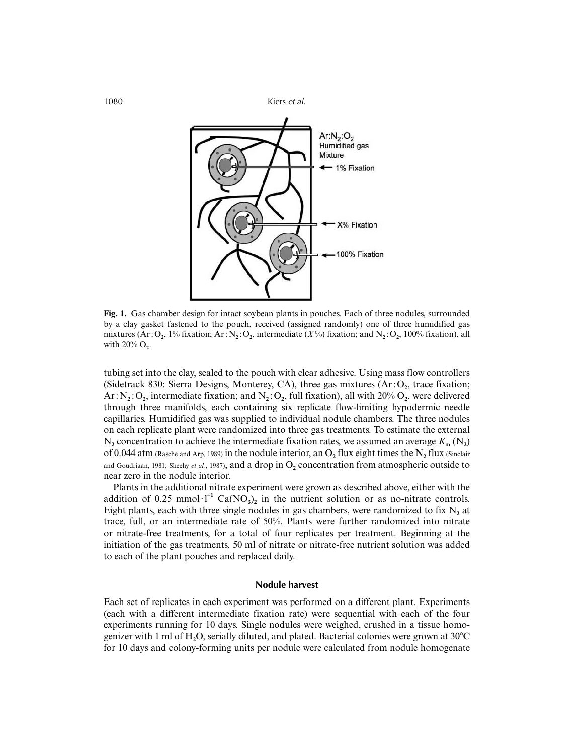Fig. 1. Gas chamber design for intact soybean plants in pouches. Each of three nodules, surrounded by a clay gasket fastened to the pouch, received (assigned randomly) one of three humidified gas mixtures ($Ar:O_2$, 1% fixation; $Ar:N_2:O_2$, intermediate ($X$%) fixation; and $N_2:O_2$, 100% fixation), all with 20% $O_2$.

tubing set into the clay, sealed to the pouch with clear adhesive. Using mass flow controllers (Sidetrack 830: Sierra Designs, Monterey, CA), three gas mixtures ($Ar:O_2$, trace fixation; $Ar:N_2:O_2$, intermediate fixation; and $N_2:O_2$, full fixation), all with 20% $O_2$, were delivered through three manifolds, each containing six replicate flow-limiting hypodermic needle capillaries. Humidified gas was supplied to individual nodule chambers. The three nodules on each replicate plant were randomized into three gas treatments. To estimate the external $N_2$ concentration to achieve the intermediate fixation rates, we assumed an average $K_m$ ($N_2$) of 0.044 atm (Rasche and Arp, 1989) in the nodule interior, an $O_2$ flux eight times the $N_2$ flux (Sinclair and Goudriaan, 1981; Sheehy *et al.*, 1987), and a drop in $O_2$ concentration from atmospheric outside to near zero in the nodule interior.

Plants in the additional nitrate experiment were grown as described above, either with the addition of 0.25 $mmol \cdot l^{-1}$ $Ca(NO_3)_2$ in the nutrient solution or as no-nitrate controls. Eight plants, each with three single nodules in gas chambers, were randomized to fix $N_2$ at trace, full, or an intermediate rate of 50%. Plants were further randomized into nitrate or nitrate-free treatments, for a total of four replicates per treatment. Beginning at the initiation of the gas treatments, 50 ml of nitrate or nitrate-free nutrient solution was added to each of the plant pouches and replaced daily.

## Nodule harvest

Each set of replicates in each experiment was performed on a different plant. Experiments (each with a different intermediate fixation rate) were sequential with each of the four experiments running for 10 days. Single nodules were weighed, crushed in a tissue homogenizer with 1 ml of $H_2O$, serially diluted, and plated. Bacterial colonies were grown at 30°C for 10 days and colony-forming units per nodule were calculated from nodule homogenate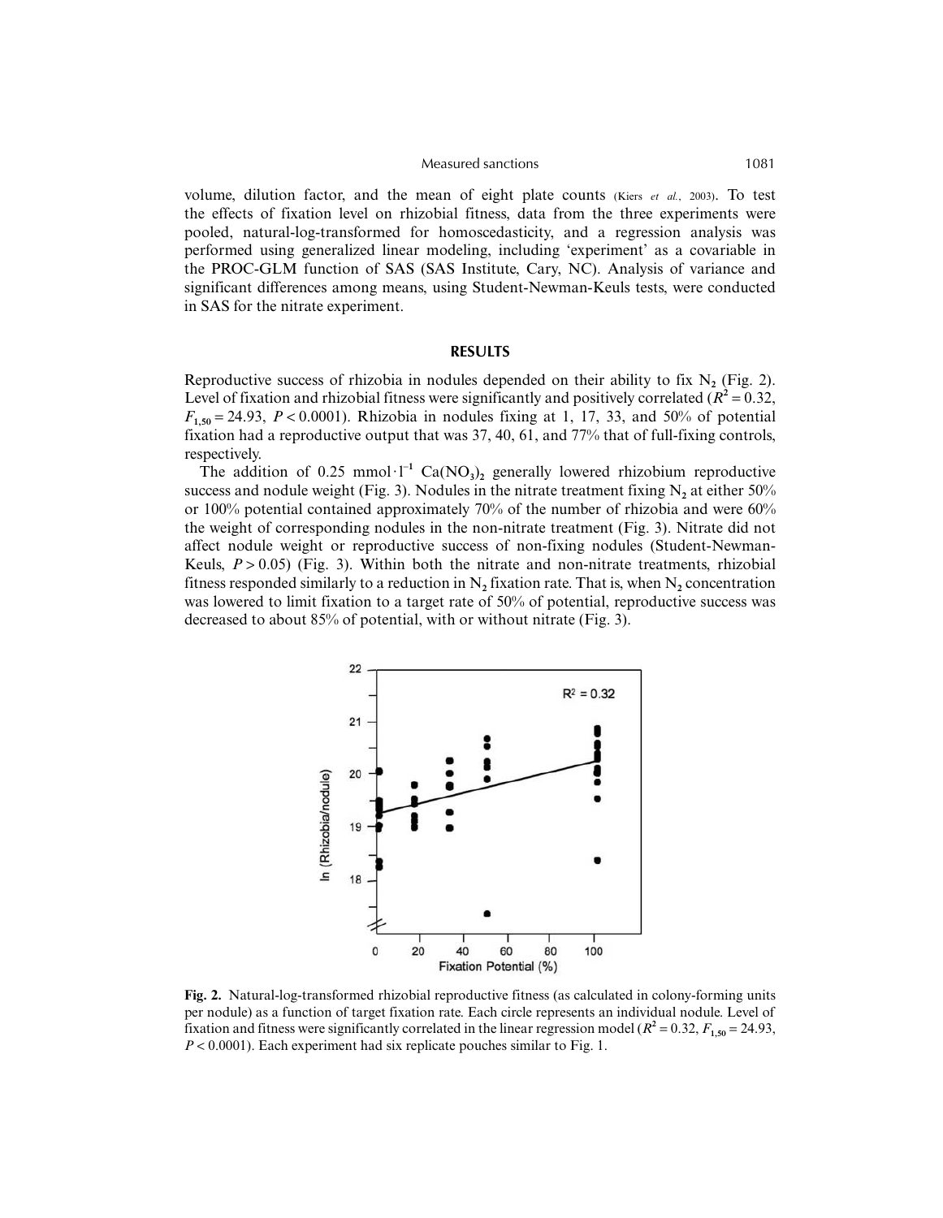volume, dilution factor, and the mean of eight plate counts (Kiers *et al.*, 2003). To test the effects of fixation level on rhizobial fitness, data from the three experiments were pooled, natural-log-transformed for homoscedasticity, and a regression analysis was performed using generalized linear modeling, including 'experiment' as a covariable in the PROC-GLM function of SAS (SAS Institute, Cary, NC). Analysis of variance and significant differences among means, using Student-Newman-Keuls tests, were conducted in SAS for the nitrate experiment.

## RESULTS

Reproductive success of rhizobia in nodules depended on their ability to fix $N_2$ (Fig. 2). Level of fixation and rhizobial fitness were significantly and positively correlated ($R^2 = 0.32$, $F_{1,50} = 24.93$, $P < 0.0001$). Rhizobia in nodules fixing at 1, 17, 33, and 50% of potential fixation had a reproductive output that was 37, 40, 61, and 77% that of full-fixing controls, respectively.

The addition of 0.25 $\text{mmol} \cdot \text{l}^{-1}$ $Ca(NO_3)_2$ generally lowered rhizobium reproductive success and nodule weight (Fig. 3). Nodules in the nitrate treatment fixing $N_2$ at either 50% or 100% potential contained approximately 70% of the number of rhizobia and were 60% the weight of corresponding nodules in the non-nitrate treatment (Fig. 3). Nitrate did not affect nodule weight or reproductive success of non-fixing nodules (Student-Newman-Keuls, $P > 0.05$) (Fig. 3). Within both the nitrate and non-nitrate treatments, rhizobial fitness responded similarly to a reduction in $N_2$ fixation rate. That is, when $N_2$ concentration was lowered to limit fixation to a target rate of 50% of potential, reproductive success was decreased to about 85% of potential, with or without nitrate (Fig. 3).

**Fig. 2.** Natural-log-transformed rhizobial reproductive fitness (as calculated in colony-forming units per nodule) as a function of target fixation rate. Each circle represents an individual nodule. Level of fixation and fitness were significantly correlated in the linear regression model ($R^2 = 0.32$, $F_{1,50} = 24.93$, $P < 0.0001$). Each experiment had six replicate pouches similar to Fig. 1.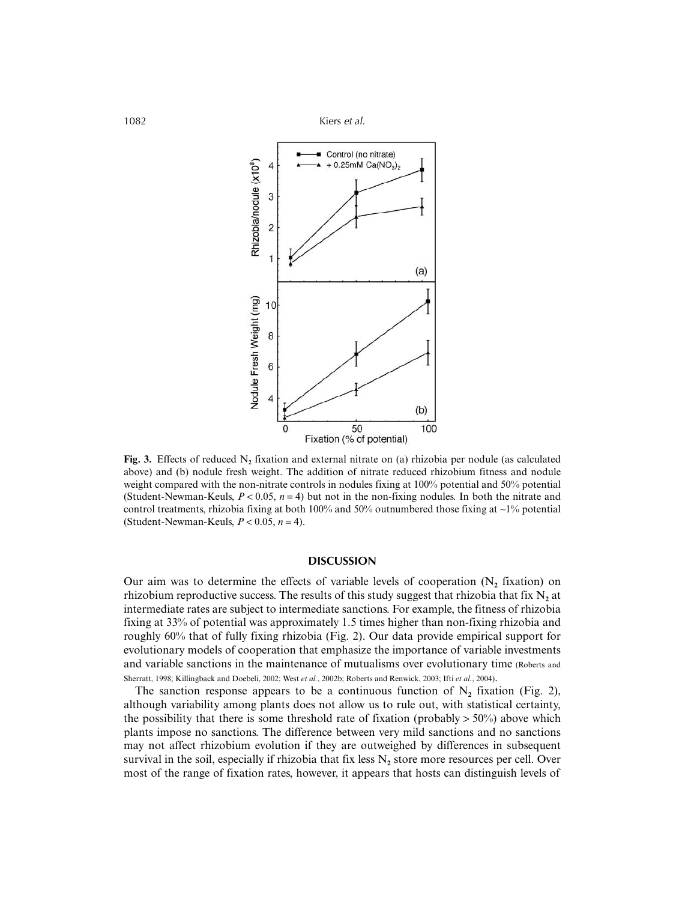**Fig. 3.** Effects of reduced $N_2$ fixation and external nitrate on (a) rhizobia per nodule (as calculated above) and (b) nodule fresh weight. The addition of nitrate reduced rhizobium fitness and nodule weight compared with the non-nitrate controls in nodules fixing at 100% potential and 50% potential (Student-Newman-Keuls, $P < 0.05$, $n = 4$) but not in the non-fixing nodules. In both the nitrate and control treatments, rhizobia fixing at both 100% and 50% outnumbered those fixing at ~1% potential (Student-Newman-Keuls, $P < 0.05$, $n = 4$).

## DISCUSSION

Our aim was to determine the effects of variable levels of cooperation ($N_2$ fixation) on rhizobium reproductive success. The results of this study suggest that rhizobia that fix $N_2$ at intermediate rates are subject to intermediate sanctions. For example, the fitness of rhizobia fixing at 33% of potential was approximately 1.5 times higher than non-fixing rhizobia and roughly 60% that of fully fixing rhizobia (Fig. 2). Our data provide empirical support for evolutionary models of cooperation that emphasize the importance of variable investments and variable sanctions in the maintenance of mutualisms over evolutionary time (Roberts and Sherratt, 1998; Killingback and Doebeli, 2002; West *et al.*, 2002b; Roberts and Renwick, 2003; Ifti *et al.*, 2004).

The sanction response appears to be a continuous function of $N_2$ fixation (Fig. 2), although variability among plants does not allow us to rule out, with statistical certainty, the possibility that there is some threshold rate of fixation (probably > 50%) above which plants impose no sanctions. The difference between very mild sanctions and no sanctions may not affect rhizobium evolution if they are outweighed by differences in subsequent survival in the soil, especially if rhizobia that fix less $N_2$ store more resources per cell. Over most of the range of fixation rates, however, it appears that hosts can distinguish levels of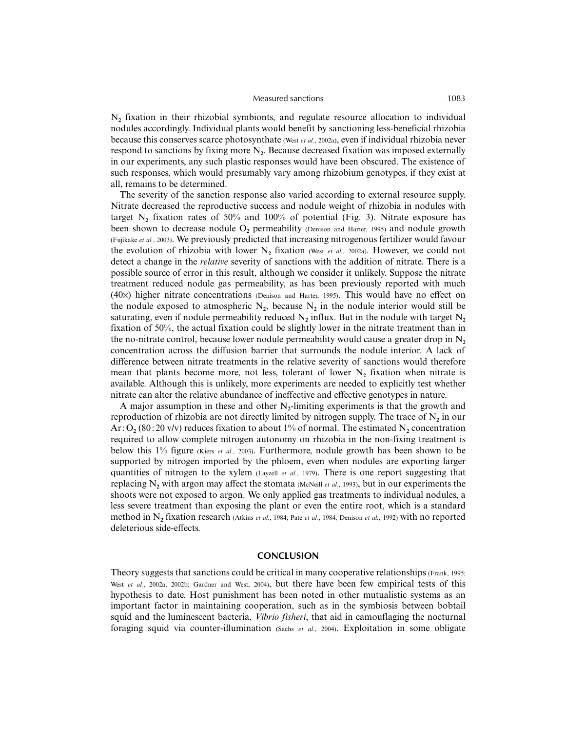$N_2$ fixation in their rhizobial symbionts, and regulate resource allocation to individual nodules accordingly. Individual plants would benefit by sanctioning less-beneficial rhizobia because this conserves scarce photosynthate (West *et al.*, 2002a), even if individual rhizobia never respond to sanctions by fixing more $N_2$. Because decreased fixation was imposed externally in our experiments, any such plastic responses would have been obscured. The existence of such responses, which would presumably vary among rhizobium genotypes, if they exist at all, remains to be determined.

The severity of the sanction response also varied according to external resource supply. Nitrate decreased the reproductive success and nodule weight of rhizobia in nodules with target $N_2$ fixation rates of 50% and 100% of potential (Fig. 3). Nitrate exposure has been shown to decrease nodule $O_2$ permeability (Denison and Harter, 1995) and nodule growth (Fujikake *et al.*, 2003). We previously predicted that increasing nitrogenous fertilizer would favour the evolution of rhizobia with lower $N_2$ fixation (West *et al.*, 2002a). However, we could not detect a change in the *relative* severity of sanctions with the addition of nitrate. There is a possible source of error in this result, although we consider it unlikely. Suppose the nitrate treatment reduced nodule gas permeability, as has been previously reported with much (40×) higher nitrate concentrations (Denison and Harter, 1995). This would have no effect on the nodule exposed to atmospheric $N_2$, because $N_2$ in the nodule interior would still be saturating, even if nodule permeability reduced $N_2$ influx. But in the nodule with target $N_2$ fixation of 50%, the actual fixation could be slightly lower in the nitrate treatment than in the no-nitrate control, because lower nodule permeability would cause a greater drop in $N_2$ concentration across the diffusion barrier that surrounds the nodule interior. A lack of difference between nitrate treatments in the relative severity of sanctions would therefore mean that plants become more, not less, tolerant of lower $N_2$ fixation when nitrate is available. Although this is unlikely, more experiments are needed to explicitly test whether nitrate can alter the relative abundance of ineffective and effective genotypes in nature.

A major assumption in these and other $N_2$-limiting experiments is that the growth and reproduction of rhizobia are not directly limited by nitrogen supply. The trace of $N_2$ in our $Ar:O_2$ (80:20 v/v) reduces fixation to about 1% of normal. The estimated $N_2$ concentration required to allow complete nitrogen autonomy on rhizobia in the non-fixing treatment is below this 1% figure (Kiers *et al.*, 2003). Furthermore, nodule growth has been shown to be supported by nitrogen imported by the phloem, even when nodules are exporting larger quantities of nitrogen to the xylem (Layzell *et al.*, 1979). There is one report suggesting that replacing $N_2$ with argon may affect the stomata (McNeill *et al.*, 1993), but in our experiments the shoots were not exposed to argon. We only applied gas treatments to individual nodules, a less severe treatment than exposing the plant or even the entire root, which is a standard method in $N_2$ fixation research (Atkins *et al.*, 1984; Pate *et al.*, 1984; Denison *et al.*, 1992) with no reported deleterious side-effects.

## CONCLUSION

Theory suggests that sanctions could be critical in many cooperative relationships (Frank, 1995; West *et al.*, 2002a, 2002b; Gardner and West, 2004), but there have been few empirical tests of this hypothesis to date. Host punishment has been noted in other mutualistic systems as an important factor in maintaining cooperation, such as in the symbiosis between bobtail squid and the luminescent bacteria, *Vibrio fisheri*, that aid in camouflaging the nocturnal foraging squid via counter-illumination (Sachs *et al.*, 2004). Exploitation in some obligate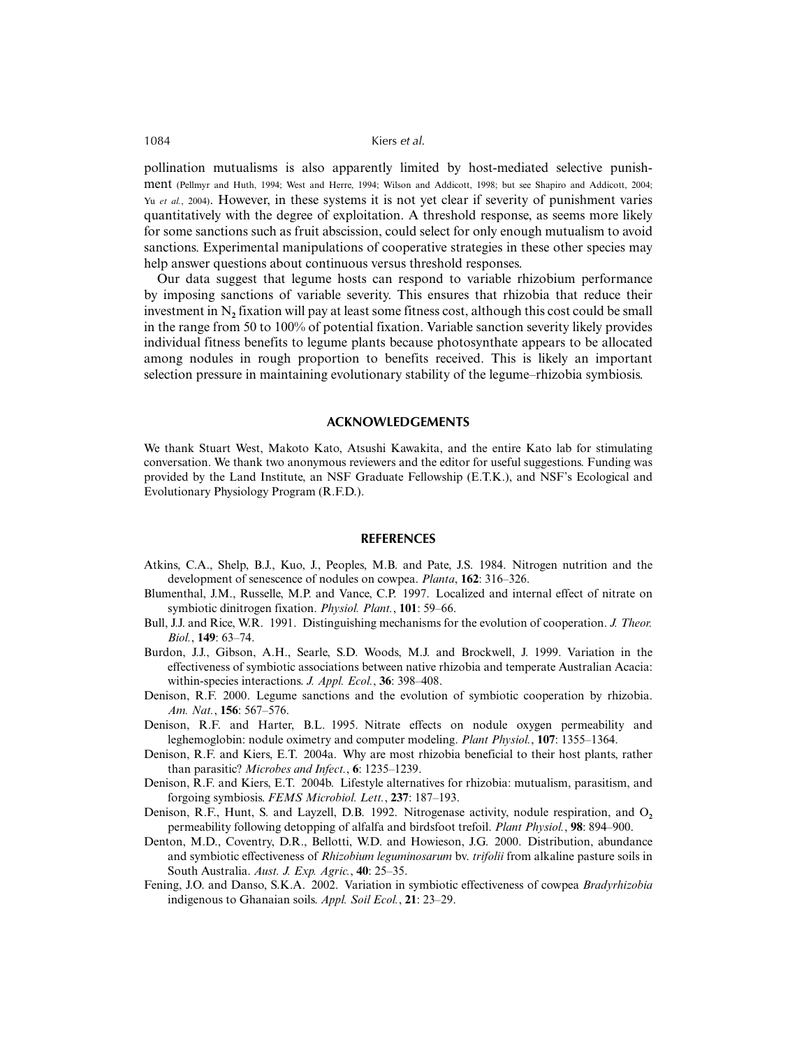pollination mutualisms is also apparently limited by host-mediated selective punishment (Pellmyr and Huth, 1994; West and Herre, 1994; Wilson and Addicott, 1998; but see Shapiro and Addicott, 2004; Yu *et al.*, 2004). However, in these systems it is not yet clear if severity of punishment varies quantitatively with the degree of exploitation. A threshold response, as seems more likely for some sanctions such as fruit abscission, could select for only enough mutualism to avoid sanctions. Experimental manipulations of cooperative strategies in these other species may help answer questions about continuous versus threshold responses.

Our data suggest that legume hosts can respond to variable rhizobium performance by imposing sanctions of variable severity. This ensures that rhizobia that reduce their investment in $N_2$ fixation will pay at least some fitness cost, although this cost could be small in the range from 50 to 100% of potential fixation. Variable sanction severity likely provides individual fitness benefits to legume plants because photosynthate appears to be allocated among nodules in rough proportion to benefits received. This is likely an important selection pressure in maintaining evolutionary stability of the legume–rhizobia symbiosis.

## ACKNOWLEDGEMENTS

We thank Stuart West, Makoto Kato, Atsushi Kawakita, and the entire Kato lab for stimulating conversation. We thank two anonymous reviewers and the editor for useful suggestions. Funding was provided by the Land Institute, an NSF Graduate Fellowship (E.T.K.), and NSF's Ecological and Evolutionary Physiology Program (R.F.D.).

## REFERENCES

Atkins, C.A., Shelp, B.J., Kuo, J., Peoples, M.B. and Pate, J.S. 1984. Nitrogen nutrition and the development of senescence of nodules on cowpea. *Planta*, **162**: 316–326.

Blumenthal, J.M., Russelle, M.P. and Vance, C.P. 1997. Localized and internal effect of nitrate on symbiotic dinitrogen fixation. *Physiol. Plant.*, **101**: 59–66.

Bull, J.J. and Rice, W.R. 1991. Distinguishing mechanisms for the evolution of cooperation. *J. Theor. Biol.*, **149**: 63–74.

Burdon, J.J., Gibson, A.H., Searle, S.D. Woods, M.J. and Brockwell, J. 1999. Variation in the effectiveness of symbiotic associations between native rhizobia and temperate Australian Acacia: within-species interactions. *J. Appl. Ecol.*, **36**: 398–408.

Denison, R.F. 2000. Legume sanctions and the evolution of symbiotic cooperation by rhizobia. *Am. Nat.*, **156**: 567–576.

Denison, R.F. and Harter, B.L. 1995. Nitrate effects on nodule oxygen permeability and leghemoglobin: nodule oximetry and computer modeling. *Plant Physiol.*, **107**: 1355–1364.

Denison, R.F. and Kiers, E.T. 2004a. Why are most rhizobia beneficial to their host plants, rather than parasitic? *Microbes and Infect.*, **6**: 1235–1239.

Denison, R.F. and Kiers, E.T. 2004b. Lifestyle alternatives for rhizobia: mutualism, parasitism, and forgoing symbiosis. *FEMS Microbiol. Lett.*, **237**: 187–193.

Denison, R.F., Hunt, S. and Layzell, D.B. 1992. Nitrogenase activity, nodule respiration, and $O_2$ permeability following detopping of alfalfa and birdsfoot trefoil. *Plant Physiol.*, **98**: 894–900.

Denton, M.D., Coventry, D.R., Bellotti, W.D. and Howieson, J.G. 2000. Distribution, abundance and symbiotic effectiveness of *Rhizobium leguminosarum* bv. *trifolii* from alkaline pasture soils in South Australia. *Aust. J. Exp. Agric.*, **40**: 25–35.

Fening, J.O. and Danso, S.K.A. 2002. Variation in symbiotic effectiveness of cowpea *Bradyrhizobia* indigenous to Ghanaian soils. *Appl. Soil Ecol.*, **21**: 23–29.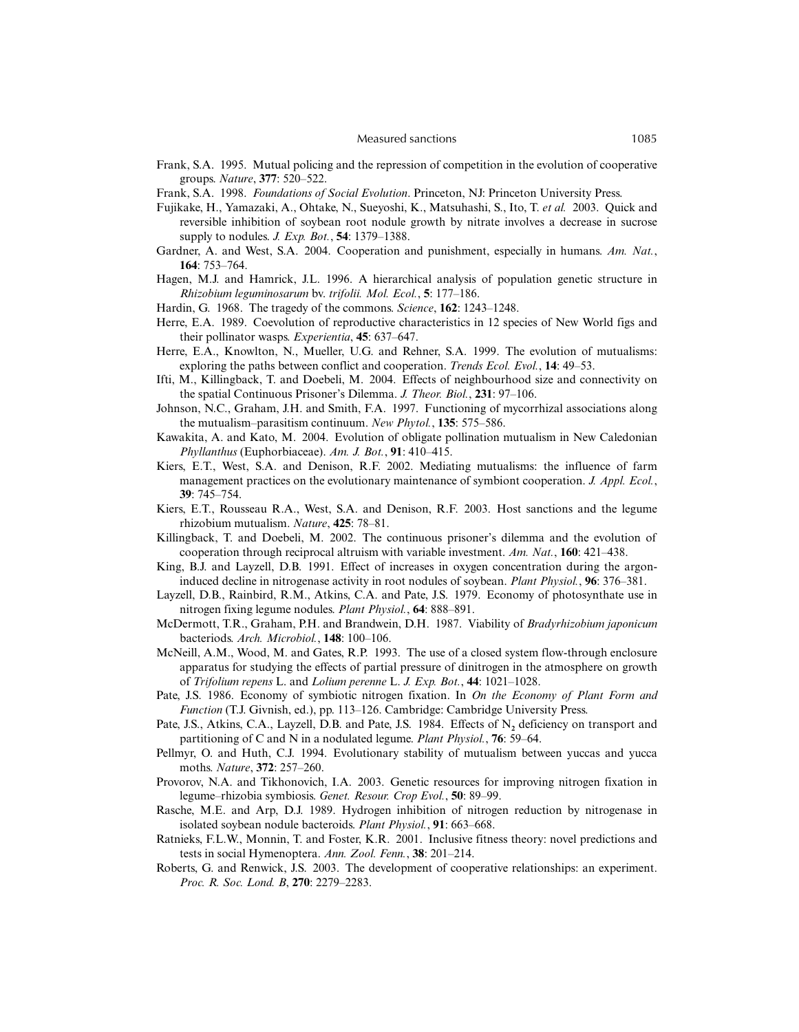Frank, S.A. 1995. Mutual policing and the repression of competition in the evolution of cooperative groups. *Nature*, **377**: 520–522.

Frank, S.A. 1998. *Foundations of Social Evolution*. Princeton, NJ: Princeton University Press.

Fujikake, H., Yamazaki, A., Ohtake, N., Sueyoshi, K., Matsuhashi, S., Ito, T. *et al.* 2003. Quick and reversible inhibition of soybean root nodule growth by nitrate involves a decrease in sucrose supply to nodules. *J. Exp. Bot.*, **54**: 1379–1388.

Gardner, A. and West, S.A. 2004. Cooperation and punishment, especially in humans. *Am. Nat.*, **164**: 753–764.

Hagen, M.J. and Hamrick, J.L. 1996. A hierarchical analysis of population genetic structure in *Rhizobium leguminosarum* bv. *trifolii. Mol. Ecol.*, **5**: 177–186.

Hardin, G. 1968. The tragedy of the commons. *Science*, **162**: 1243–1248.

Herre, E.A. 1989. Coevolution of reproductive characteristics in 12 species of New World figs and their pollinator wasps. *Experientia*, **45**: 637–647.

Herre, E.A., Knowlton, N., Mueller, U.G. and Rehner, S.A. 1999. The evolution of mutualisms: exploring the paths between conflict and cooperation. *Trends Ecol. Evol.*, **14**: 49–53.

Ifti, M., Killingback, T. and Doebeli, M. 2004. Effects of neighbourhood size and connectivity on the spatial Continuous Prisoner's Dilemma. *J. Theor. Biol.*, **231**: 97–106.

Johnson, N.C., Graham, J.H. and Smith, F.A. 1997. Functioning of mycorrhizal associations along the mutualism–parasitism continuum. *New Phytol.*, **135**: 575–586.

Kawakita, A. and Kato, M. 2004. Evolution of obligate pollination mutualism in New Caledonian *Phyllanthus* (Euphorbiaceae). *Am. J. Bot.*, **91**: 410–415.

Kiers, E.T., West, S.A. and Denison, R.F. 2002. Mediating mutualisms: the influence of farm management practices on the evolutionary maintenance of symbiont cooperation. *J. Appl. Ecol.*, **39**: 745–754.

Kiers, E.T., Rousseau R.A., West, S.A. and Denison, R.F. 2003. Host sanctions and the legume rhizobium mutualism. *Nature*, **425**: 78–81.

Killingback, T. and Doebeli, M. 2002. The continuous prisoner's dilemma and the evolution of cooperation through reciprocal altruism with variable investment. *Am. Nat.*, **160**: 421–438.

King, B.J. and Layzell, D.B. 1991. Effect of increases in oxygen concentration during the argon-induced decline in nitrogenase activity in root nodules of soybean. *Plant Physiol.*, **96**: 376–381.

Layzell, D.B., Rainbird, R.M., Atkins, C.A. and Pate, J.S. 1979. Economy of photosynthate use in nitrogen fixing legume nodules. *Plant Physiol.*, **64**: 888–891.

McDermott, T.R., Graham, P.H. and Brandwein, D.H. 1987. Viability of *Bradyrhizobium japonicum* bacteriods. *Arch. Microbiol.*, **148**: 100–106.

McNeill, A.M., Wood, M. and Gates, R.P. 1993. The use of a closed system flow-through enclosure apparatus for studying the effects of partial pressure of dinitrogen in the atmosphere on growth of *Trifolium repens* L. and *Lolium perenne* L. *J. Exp. Bot.*, **44**: 1021–1028.

Pate, J.S. 1986. Economy of symbiotic nitrogen fixation. In *On the Economy of Plant Form and Function* (T.J. Givnish, ed.), pp. 113–126. Cambridge: Cambridge University Press.

Pate, J.S., Atkins, C.A., Layzell, D.B. and Pate, J.S. 1984. Effects of $N_2$ deficiency on transport and partitioning of C and N in a nodulated legume. *Plant Physiol.*, **76**: 59–64.

Pellmyr, O. and Huth, C.J. 1994. Evolutionary stability of mutualism between yuccas and yucca moths. *Nature*, **372**: 257–260.

Provorov, N.A. and Tikhonovich, I.A. 2003. Genetic resources for improving nitrogen fixation in legume–rhizobia symbiosis. *Genet. Resour. Crop Evol.*, **50**: 89–99.

Rasche, M.E. and Arp, D.J. 1989. Hydrogen inhibition of nitrogen reduction by nitrogenase in isolated soybean nodule bacteroids. *Plant Physiol.*, **91**: 663–668.

Ratnieks, F.L.W., Monnin, T. and Foster, K.R. 2001. Inclusive fitness theory: novel predictions and tests in social Hymenoptera. *Ann. Zool. Fenn.*, **38**: 201–214.

Roberts, G. and Renwick, J.S. 2003. The development of cooperative relationships: an experiment. *Proc. R. Soc. Lond. B*, **270**: 2279–2283.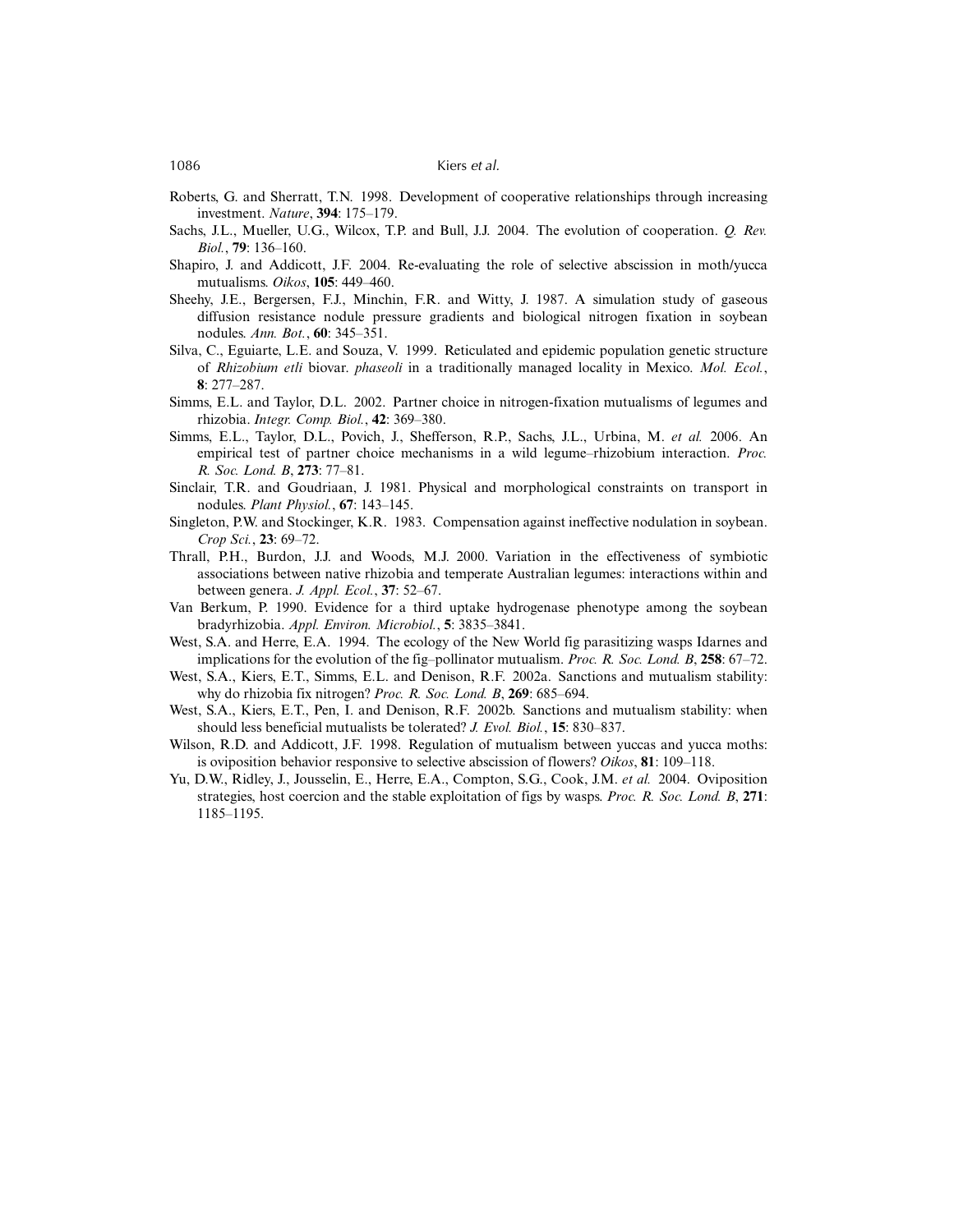Roberts, G. and Sherratt, T.N. 1998. Development of cooperative relationships through increasing investment. *Nature*, **394**: 175–179.

Sachs, J.L., Mueller, U.G., Wilcox, T.P. and Bull, J.J. 2004. The evolution of cooperation. *Q. Rev. Biol.*, **79**: 136–160.

Shapiro, J. and Addicott, J.F. 2004. Re-evaluating the role of selective abscission in moth/yucca mutualisms. *Oikos*, **105**: 449–460.

Sheehy, J.E., Bergersen, F.J., Minchin, F.R. and Witty, J. 1987. A simulation study of gaseous diffusion resistance nodule pressure gradients and biological nitrogen fixation in soybean nodules. *Ann. Bot.*, **60**: 345–351.

Silva, C., Eguiarte, L.E. and Souza, V. 1999. Reticulated and epidemic population genetic structure of *Rhizobium etli* biovar. *phaseoli* in a traditionally managed locality in Mexico. *Mol. Ecol.*, **8**: 277–287.

Simms, E.L. and Taylor, D.L. 2002. Partner choice in nitrogen-fixation mutualisms of legumes and rhizobia. *Integr. Comp. Biol.*, **42**: 369–380.

Simms, E.L., Taylor, D.L., Povich, J., Shefferson, R.P., Sachs, J.L., Urbina, M. *et al.* 2006. An empirical test of partner choice mechanisms in a wild legume–rhizobium interaction. *Proc. R. Soc. Lond. B*, **273**: 77–81.

Sinclair, T.R. and Goudriaan, J. 1981. Physical and morphological constraints on transport in nodules. *Plant Physiol.*, **67**: 143–145.

Singleton, P.W. and Stockinger, K.R. 1983. Compensation against ineffective nodulation in soybean. *Crop Sci.*, **23**: 69–72.

Thrall, P.H., Burdon, J.J. and Woods, M.J. 2000. Variation in the effectiveness of symbiotic associations between native rhizobia and temperate Australian legumes: interactions within and between genera. *J. Appl. Ecol.*, **37**: 52–67.

Van Berkum, P. 1990. Evidence for a third uptake hydrogenase phenotype among the soybean bradyrhizobia. *Appl. Environ. Microbiol.*, **5**: 3835–3841.

West, S.A. and Herre, E.A. 1994. The ecology of the New World fig parasitizing wasps Idarnes and implications for the evolution of the fig–pollinator mutualism. *Proc. R. Soc. Lond. B*, **258**: 67–72.

West, S.A., Kiers, E.T., Simms, E.L. and Denison, R.F. 2002a. Sanctions and mutualism stability: why do rhizobia fix nitrogen? *Proc. R. Soc. Lond. B*, **269**: 685–694.

West, S.A., Kiers, E.T., Pen, I. and Denison, R.F. 2002b. Sanctions and mutualism stability: when should less beneficial mutualists be tolerated? *J. Evol. Biol.*, **15**: 830–837.

Wilson, R.D. and Addicott, J.F. 1998. Regulation of mutualism between yuccas and yucca moths: is oviposition behavior responsive to selective abscission of flowers? *Oikos*, **81**: 109–118.

Yu, D.W., Ridley, J., Jousselin, E., Herre, E.A., Compton, S.G., Cook, J.M. *et al.* 2004. Oviposition strategies, host coercion and the stable exploitation of figs by wasps. *Proc. R. Soc. Lond. B*, **271**: 1185–1195.